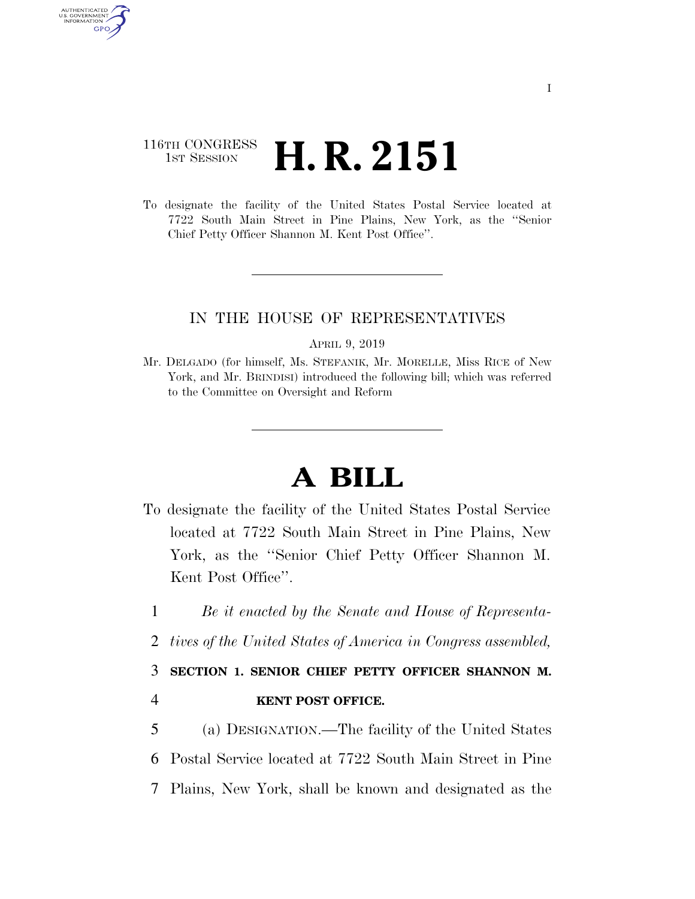I

116TH CONGRESS
1ST SESSION

# H. R. 2151

To designate the facility of the United States Postal Service located at 7722 South Main Street in Pine Plains, New York, as the "Senior Chief Petty Officer Shannon M. Kent Post Office".

---

IN THE HOUSE OF REPRESENTATIVES

APRIL 9, 2019

Mr. DELGADO (for himself, Ms. STEFANIK, Mr. MORELLE, Miss RICE of New York, and Mr. BRINDISI) introduced the following bill; which was referred to the Committee on Oversight and Reform

---

# A BILL

To designate the facility of the United States Postal Service located at 7722 South Main Street in Pine Plains, New York, as the "Senior Chief Petty Officer Shannon M. Kent Post Office".

1 *Be it enacted by the Senate and House of Representa-*
2 *tives of the United States of America in Congress assembled,*

3 **SECTION 1. SENIOR CHIEF PETTY OFFICER SHANNON M.**
4 **KENT POST OFFICE.**

5 (a) DESIGNATION.—The facility of the United States
6 Postal Service located at 7722 South Main Street in Pine
7 Plains, New York, shall be known and designated as the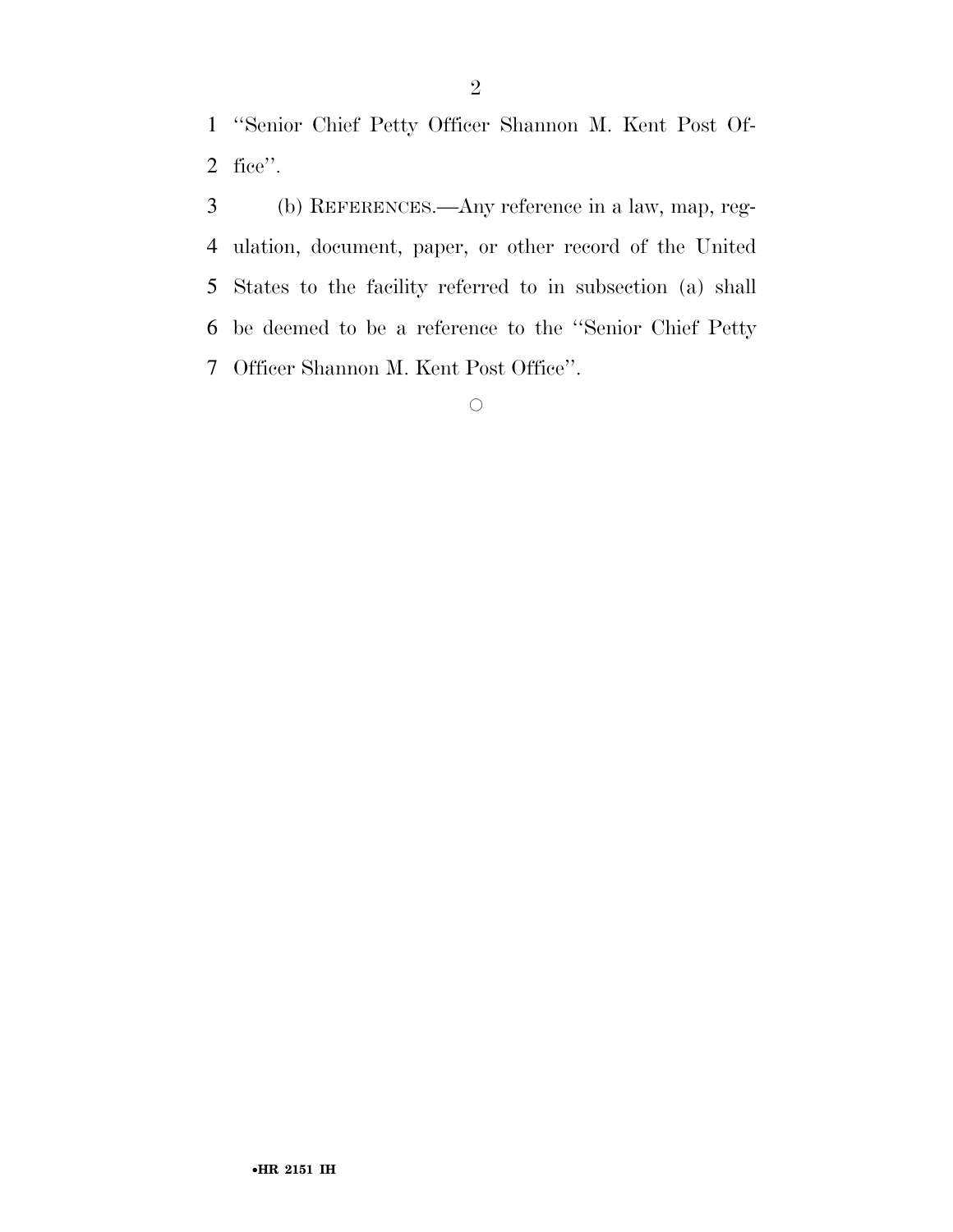"Senior Chief Petty Officer Shannon M. Kent Post Office".

(b) REFERENCES.—Any reference in a law, map, regulation, document, paper, or other record of the United States to the facility referred to in subsection (a) shall be deemed to be a reference to the "Senior Chief Petty Officer Shannon M. Kent Post Office".